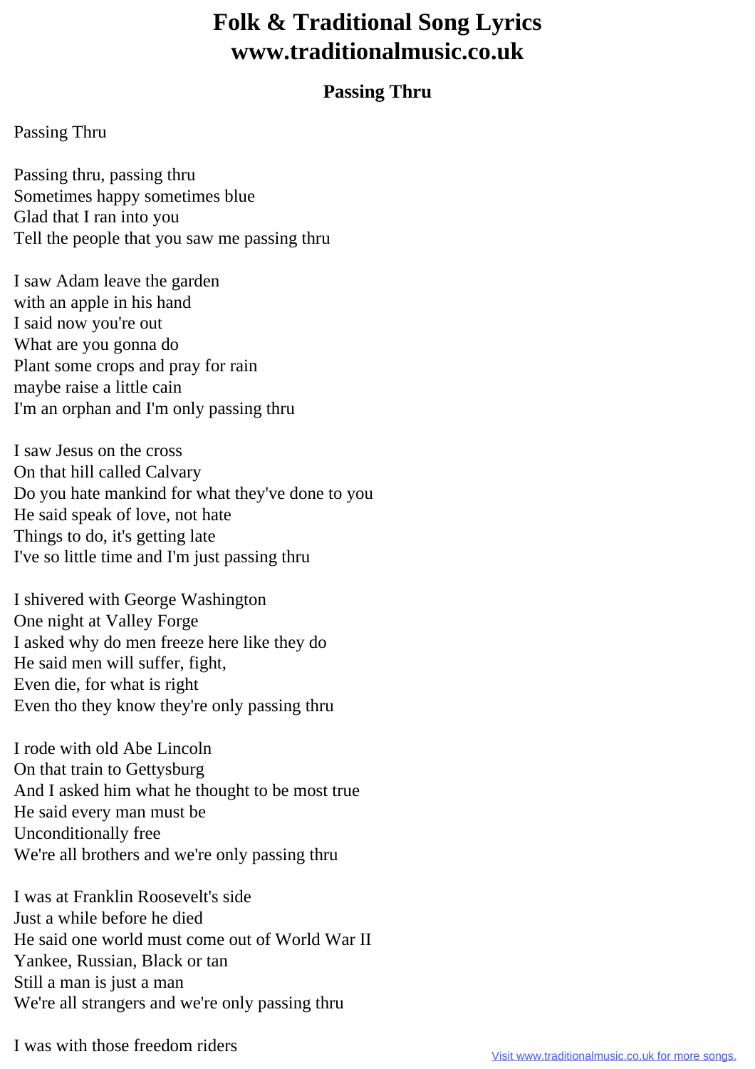# Folk & Traditional Song Lyrics
# www.traditionalmusic.co.uk

## Passing Thru

Passing Thru

Passing thru, passing thru
Sometimes happy sometimes blue
Glad that I ran into you
Tell the people that you saw me passing thru

I saw Adam leave the garden
with an apple in his hand
I said now you're out
What are you gonna do
Plant some crops and pray for rain
maybe raise a little cain
I'm an orphan and I'm only passing thru

I saw Jesus on the cross
On that hill called Calvary
Do you hate mankind for what they've done to you
He said speak of love, not hate
Things to do, it's getting late
I've so little time and I'm just passing thru

I shivered with George Washington
One night at Valley Forge
I asked why do men freeze here like they do
He said men will suffer, fight,
Even die, for what is right
Even tho they know they're only passing thru

I rode with old Abe Lincoln
On that train to Gettysburg
And I asked him what he thought to be most true
He said every man must be
Unconditionally free
We're all brothers and we're only passing thru

I was at Franklin Roosevelt's side
Just a while before he died
He said one world must come out of World War II
Yankee, Russian, Black or tan
Still a man is just a man
We're all strangers and we're only passing thru

I was with those freedom riders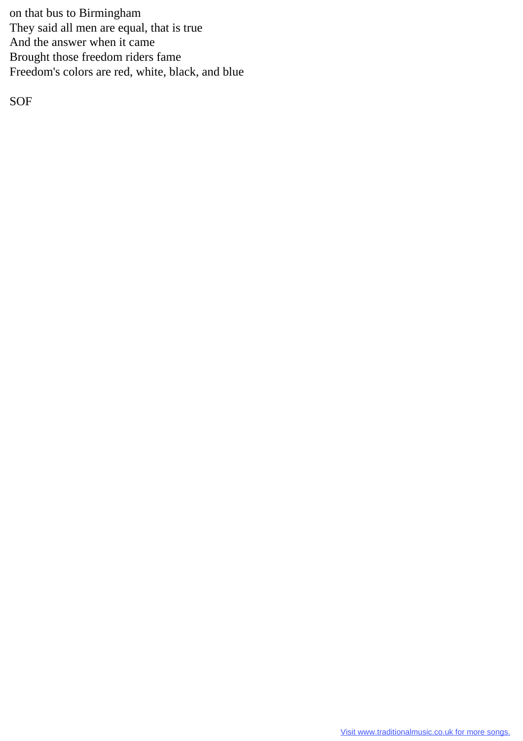on that bus to Birmingham
They said all men are equal, that is true
And the answer when it came
Brought those freedom riders fame
Freedom's colors are red, white, black, and blue

SOF